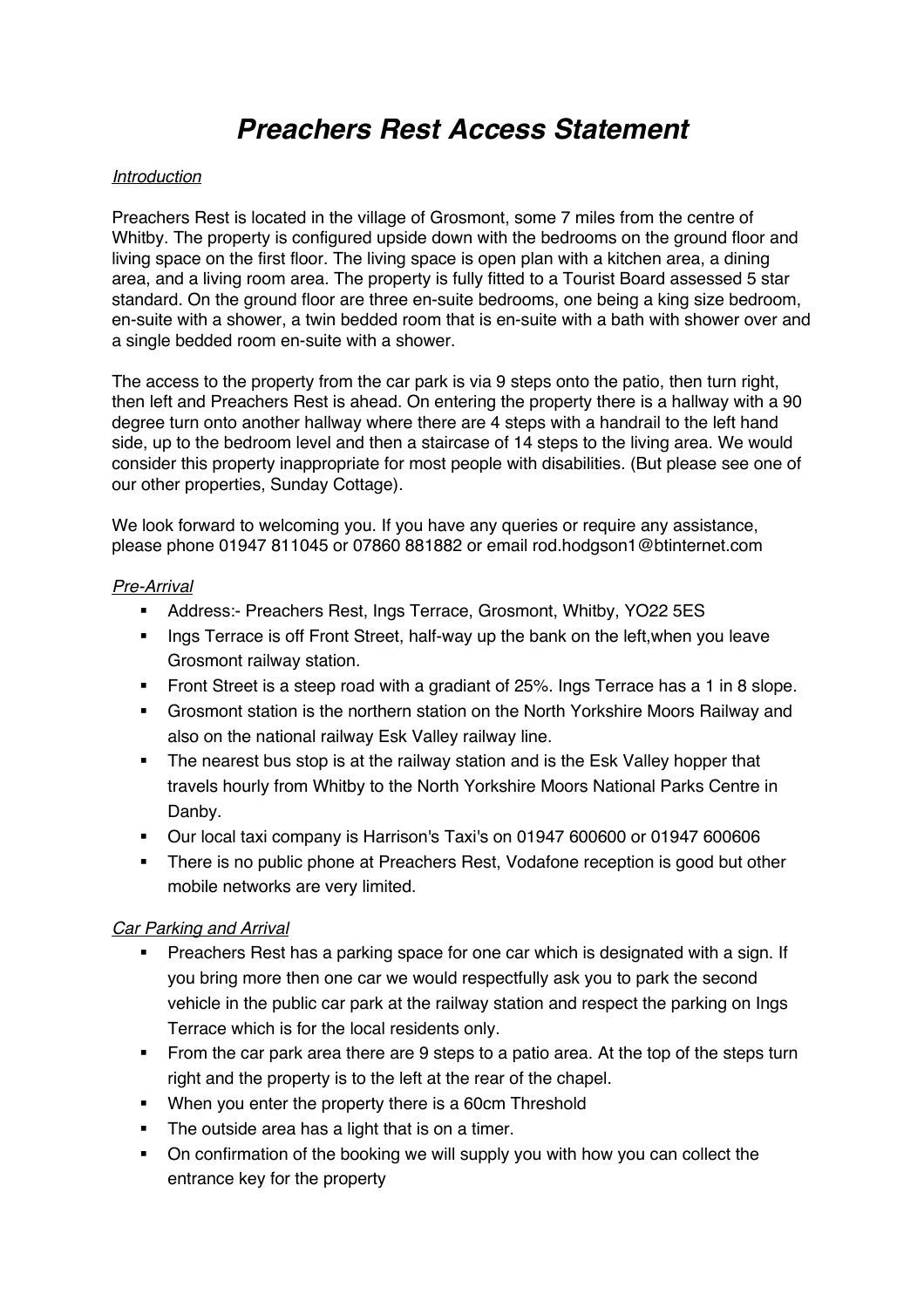# ***Preachers Rest Access Statement***

*Introduction*

Preachers Rest is located in the village of Grosmont, some 7 miles from the centre of Whitby. The property is configured upside down with the bedrooms on the ground floor and living space on the first floor. The living space is open plan with a kitchen area, a dining area, and a living room area. The property is fully fitted to a Tourist Board assessed 5 star standard. On the ground floor are three en-suite bedrooms, one being a king size bedroom, en-suite with a shower, a twin bedded room that is en-suite with a bath with shower over and a single bedded room en-suite with a shower.

The access to the property from the car park is via 9 steps onto the patio, then turn right, then left and Preachers Rest is ahead. On entering the property there is a hallway with a 90 degree turn onto another hallway where there are 4 steps with a handrail to the left hand side, up to the bedroom level and then a staircase of 14 steps to the living area. We would consider this property inappropriate for most people with disabilities. (But please see one of our other properties, Sunday Cottage).

We look forward to welcoming you. If you have any queries or require any assistance, please phone 01947 811045 or 07860 881882 or email rod.hodgson1@btinternet.com

*Pre-Arrival*

- Address:- Preachers Rest, Ings Terrace, Grosmont, Whitby, YO22 5ES
- Ings Terrace is off Front Street, half-way up the bank on the left,when you leave Grosmont railway station.
- Front Street is a steep road with a gradiant of 25%. Ings Terrace has a 1 in 8 slope.
- Grosmont station is the northern station on the North Yorkshire Moors Railway and also on the national railway Esk Valley railway line.
- The nearest bus stop is at the railway station and is the Esk Valley hopper that travels hourly from Whitby to the North Yorkshire Moors National Parks Centre in Danby.
- Our local taxi company is Harrison's Taxi's on 01947 600600 or 01947 600606
- There is no public phone at Preachers Rest, Vodafone reception is good but other mobile networks are very limited.

*Car Parking and Arrival*

- Preachers Rest has a parking space for one car which is designated with a sign. If you bring more then one car we would respectfully ask you to park the second vehicle in the public car park at the railway station and respect the parking on Ings Terrace which is for the local residents only.
- From the car park area there are 9 steps to a patio area. At the top of the steps turn right and the property is to the left at the rear of the chapel.
- When you enter the property there is a 60cm Threshold
- The outside area has a light that is on a timer.
- On confirmation of the booking we will supply you with how you can collect the entrance key for the property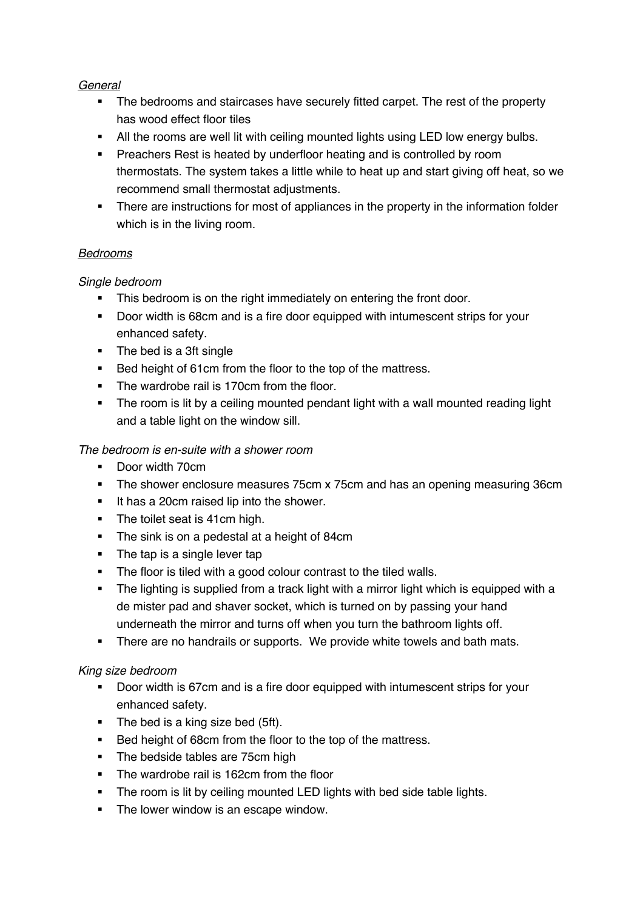*General*

- The bedrooms and staircases have securely fitted carpet. The rest of the property has wood effect floor tiles
- All the rooms are well lit with ceiling mounted lights using LED low energy bulbs.
- Preachers Rest is heated by underfloor heating and is controlled by room thermostats. The system takes a little while to heat up and start giving off heat, so we recommend small thermostat adjustments.
- There are instructions for most of appliances in the property in the information folder which is in the living room.

*Bedrooms*

*Single bedroom*

- This bedroom is on the right immediately on entering the front door.
- Door width is 68cm and is a fire door equipped with intumescent strips for your enhanced safety.
- The bed is a 3ft single
- Bed height of 61cm from the floor to the top of the mattress.
- The wardrobe rail is 170cm from the floor.
- The room is lit by a ceiling mounted pendant light with a wall mounted reading light and a table light on the window sill.

*The bedroom is en-suite with a shower room*

- Door width 70cm
- The shower enclosure measures 75cm x 75cm and has an opening measuring 36cm
- It has a 20cm raised lip into the shower.
- The toilet seat is 41cm high.
- The sink is on a pedestal at a height of 84cm
- The tap is a single lever tap
- The floor is tiled with a good colour contrast to the tiled walls.
- The lighting is supplied from a track light with a mirror light which is equipped with a de mister pad and shaver socket, which is turned on by passing your hand underneath the mirror and turns off when you turn the bathroom lights off.
- There are no handrails or supports. We provide white towels and bath mats.

*King size bedroom*

- Door width is 67cm and is a fire door equipped with intumescent strips for your enhanced safety.
- The bed is a king size bed (5ft).
- Bed height of 68cm from the floor to the top of the mattress.
- The bedside tables are 75cm high
- The wardrobe rail is 162cm from the floor
- The room is lit by ceiling mounted LED lights with bed side table lights.
- The lower window is an escape window.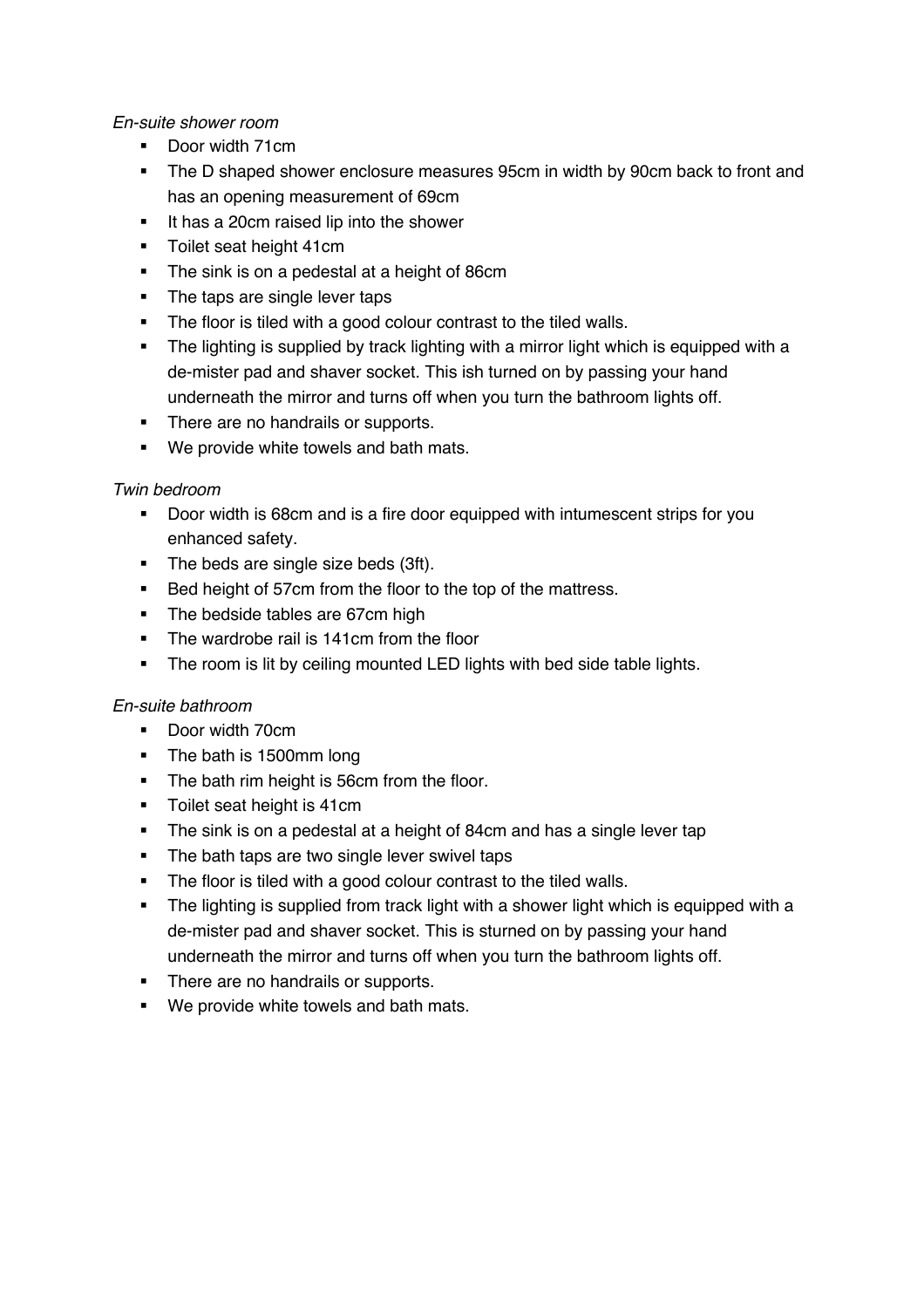*En-suite shower room*

- Door width 71cm
- The D shaped shower enclosure measures 95cm in width by 90cm back to front and has an opening measurement of 69cm
- It has a 20cm raised lip into the shower
- Toilet seat height 41cm
- The sink is on a pedestal at a height of 86cm
- The taps are single lever taps
- The floor is tiled with a good colour contrast to the tiled walls.
- The lighting is supplied by track lighting with a mirror light which is equipped with a de-mister pad and shaver socket. This ish turned on by passing your hand underneath the mirror and turns off when you turn the bathroom lights off.
- There are no handrails or supports.
- We provide white towels and bath mats.

*Twin bedroom*

- Door width is 68cm and is a fire door equipped with intumescent strips for you enhanced safety.
- The beds are single size beds (3ft).
- Bed height of 57cm from the floor to the top of the mattress.
- The bedside tables are 67cm high
- The wardrobe rail is 141cm from the floor
- The room is lit by ceiling mounted LED lights with bed side table lights.

*En-suite bathroom*

- Door width 70cm
- The bath is 1500mm long
- The bath rim height is 56cm from the floor.
- Toilet seat height is 41cm
- The sink is on a pedestal at a height of 84cm and has a single lever tap
- The bath taps are two single lever swivel taps
- The floor is tiled with a good colour contrast to the tiled walls.
- The lighting is supplied from track light with a shower light which is equipped with a de-mister pad and shaver socket. This is sturned on by passing your hand underneath the mirror and turns off when you turn the bathroom lights off.
- There are no handrails or supports.
- We provide white towels and bath mats.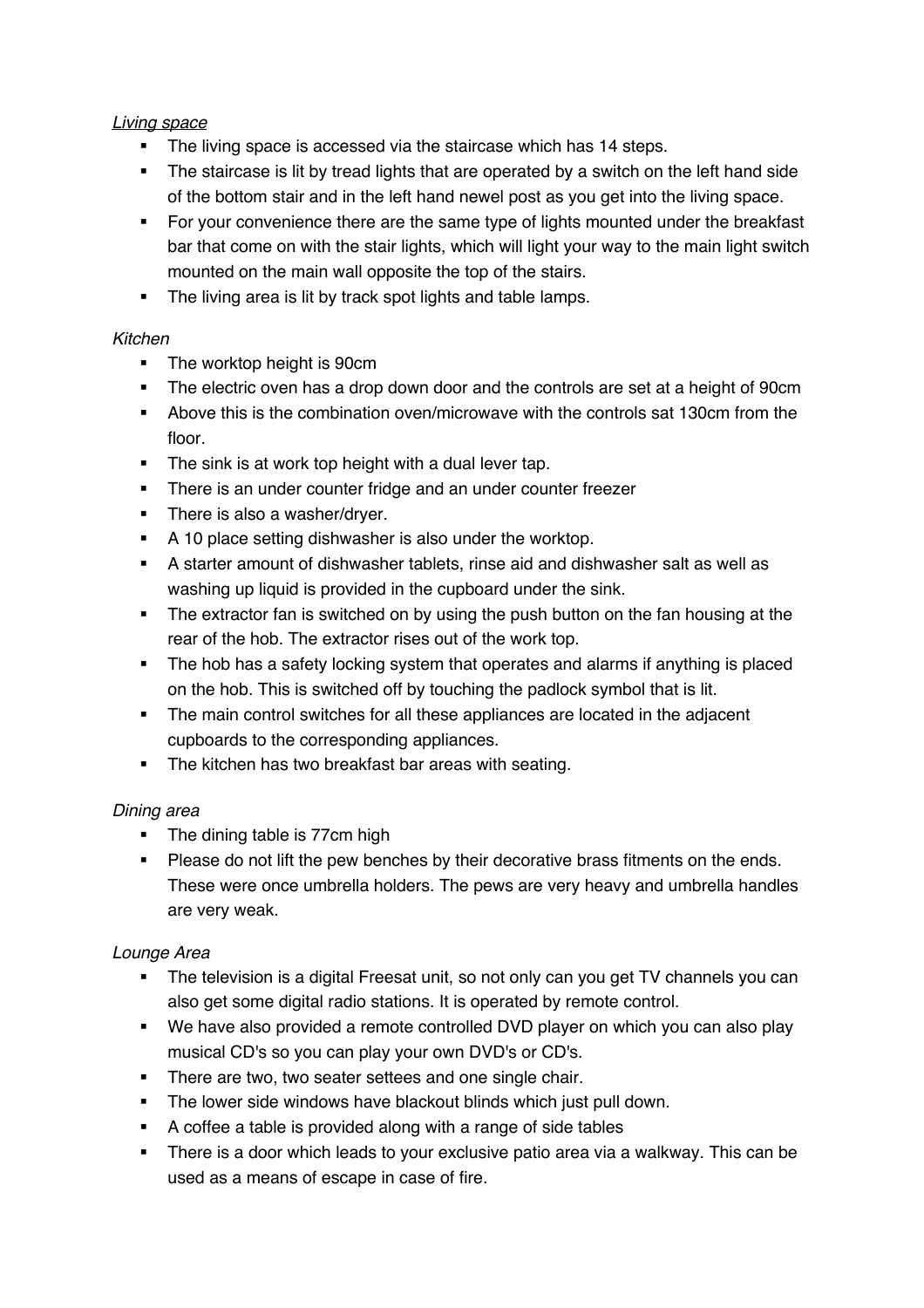*Living space*

- The living space is accessed via the staircase which has 14 steps.
- The staircase is lit by tread lights that are operated by a switch on the left hand side of the bottom stair and in the left hand newel post as you get into the living space.
- For your convenience there are the same type of lights mounted under the breakfast bar that come on with the stair lights, which will light your way to the main light switch mounted on the main wall opposite the top of the stairs.
- The living area is lit by track spot lights and table lamps.

*Kitchen*

- The worktop height is 90cm
- The electric oven has a drop down door and the controls are set at a height of 90cm
- Above this is the combination oven/microwave with the controls sat 130cm from the floor.
- The sink is at work top height with a dual lever tap.
- There is an under counter fridge and an under counter freezer
- There is also a washer/dryer.
- A 10 place setting dishwasher is also under the worktop.
- A starter amount of dishwasher tablets, rinse aid and dishwasher salt as well as washing up liquid is provided in the cupboard under the sink.
- The extractor fan is switched on by using the push button on the fan housing at the rear of the hob. The extractor rises out of the work top.
- The hob has a safety locking system that operates and alarms if anything is placed on the hob. This is switched off by touching the padlock symbol that is lit.
- The main control switches for all these appliances are located in the adjacent cupboards to the corresponding appliances.
- The kitchen has two breakfast bar areas with seating.

*Dining area*

- The dining table is 77cm high
- Please do not lift the pew benches by their decorative brass fitments on the ends. These were once umbrella holders. The pews are very heavy and umbrella handles are very weak.

*Lounge Area*

- The television is a digital Freesat unit, so not only can you get TV channels you can also get some digital radio stations. It is operated by remote control.
- We have also provided a remote controlled DVD player on which you can also play musical CD's so you can play your own DVD's or CD's.
- There are two, two seater settees and one single chair.
- The lower side windows have blackout blinds which just pull down.
- A coffee a table is provided along with a range of side tables
- There is a door which leads to your exclusive patio area via a walkway. This can be used as a means of escape in case of fire.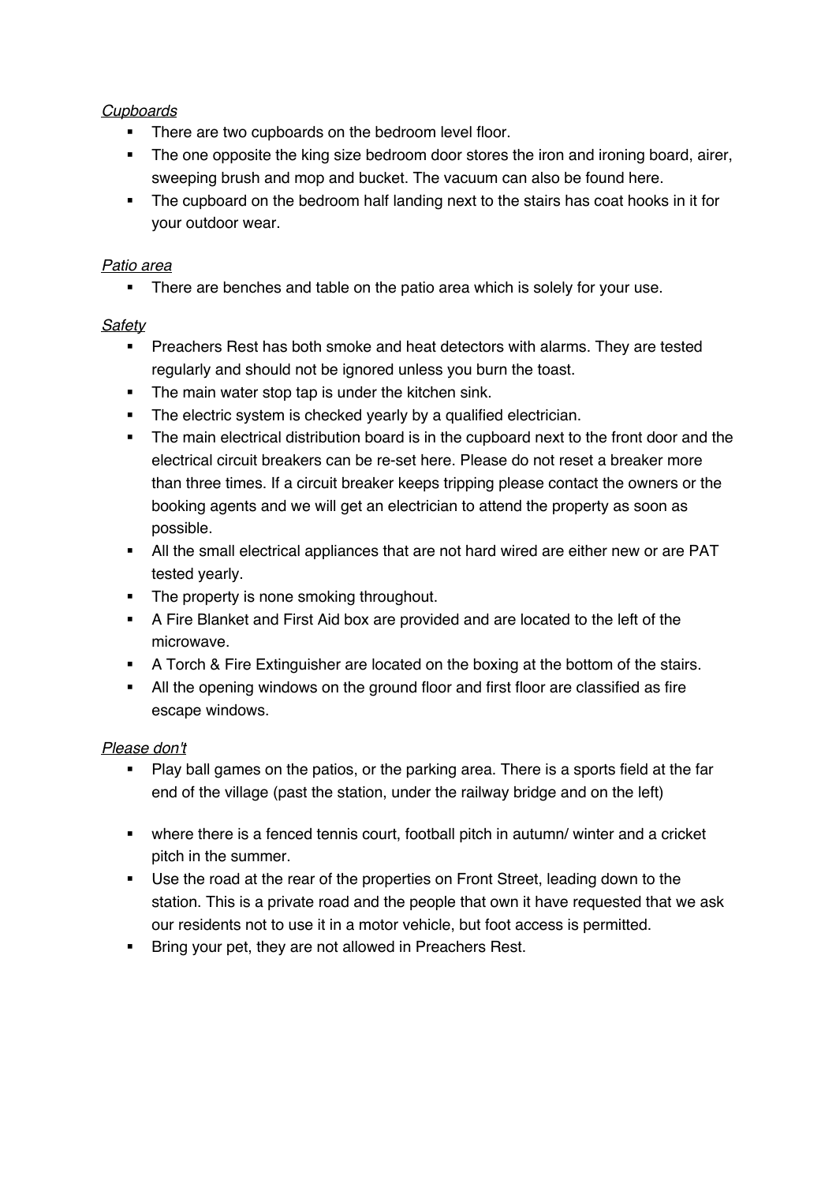*Cupboards*

- There are two cupboards on the bedroom level floor.
- The one opposite the king size bedroom door stores the iron and ironing board, airer, sweeping brush and mop and bucket. The vacuum can also be found here.
- The cupboard on the bedroom half landing next to the stairs has coat hooks in it for your outdoor wear.

*Patio area*

- There are benches and table on the patio area which is solely for your use.

*Safety*

- Preachers Rest has both smoke and heat detectors with alarms. They are tested regularly and should not be ignored unless you burn the toast.
- The main water stop tap is under the kitchen sink.
- The electric system is checked yearly by a qualified electrician.
- The main electrical distribution board is in the cupboard next to the front door and the electrical circuit breakers can be re-set here. Please do not reset a breaker more than three times. If a circuit breaker keeps tripping please contact the owners or the booking agents and we will get an electrician to attend the property as soon as possible.
- All the small electrical appliances that are not hard wired are either new or are PAT tested yearly.
- The property is none smoking throughout.
- A Fire Blanket and First Aid box are provided and are located to the left of the microwave.
- A Torch & Fire Extinguisher are located on the boxing at the bottom of the stairs.
- All the opening windows on the ground floor and first floor are classified as fire escape windows.

*Please don't*

- Play ball games on the patios, or the parking area. There is a sports field at the far end of the village (past the station, under the railway bridge and on the left)

- where there is a fenced tennis court, football pitch in autumn/ winter and a cricket pitch in the summer.
- Use the road at the rear of the properties on Front Street, leading down to the station. This is a private road and the people that own it have requested that we ask our residents not to use it in a motor vehicle, but foot access is permitted.
- Bring your pet, they are not allowed in Preachers Rest.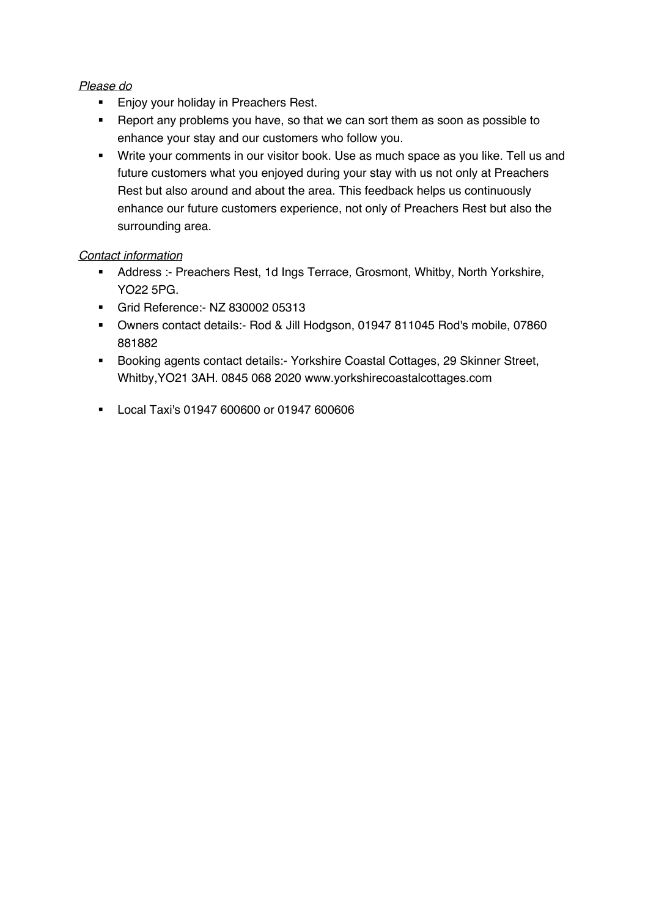*Please do*

- Enjoy your holiday in Preachers Rest.
- Report any problems you have, so that we can sort them as soon as possible to enhance your stay and our customers who follow you.
- Write your comments in our visitor book. Use as much space as you like. Tell us and future customers what you enjoyed during your stay with us not only at Preachers Rest but also around and about the area. This feedback helps us continuously enhance our future customers experience, not only of Preachers Rest but also the surrounding area.

*Contact information*

- Address :- Preachers Rest, 1d Ings Terrace, Grosmont, Whitby, North Yorkshire, YO22 5PG.
- Grid Reference:- NZ 830002 05313
- Owners contact details:- Rod & Jill Hodgson, 01947 811045 Rod's mobile, 07860 881882
- Booking agents contact details:- Yorkshire Coastal Cottages, 29 Skinner Street, Whitby,YO21 3AH. 0845 068 2020 www.yorkshirecoastalcottages.com

- Local Taxi's 01947 600600 or 01947 600606